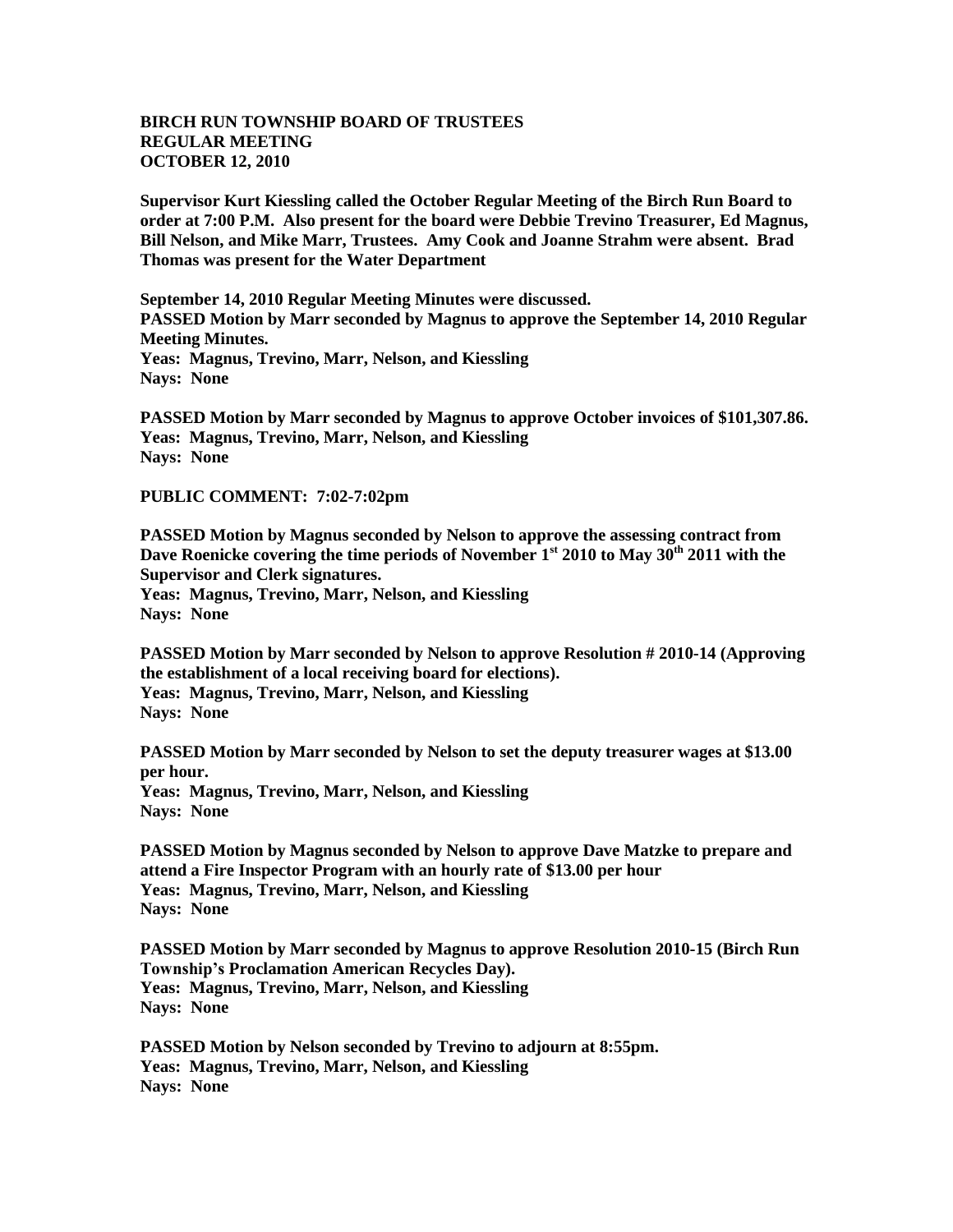**BIRCH RUN TOWNSHIP BOARD OF TRUSTEES**
**REGULAR MEETING**
**OCTOBER 12, 2010**

**Supervisor Kurt Kiessling called the October Regular Meeting of the Birch Run Board to order at 7:00 P.M. Also present for the board were Debbie Trevino Treasurer, Ed Magnus, Bill Nelson, and Mike Marr, Trustees. Amy Cook and Joanne Strahm were absent. Brad Thomas was present for the Water Department**

**September 14, 2010 Regular Meeting Minutes were discussed.**
**PASSED Motion by Marr seconded by Magnus to approve the September 14, 2010 Regular Meeting Minutes.**
**Yeas: Magnus, Trevino, Marr, Nelson, and Kiessling**
**Nays: None**

**PASSED Motion by Marr seconded by Magnus to approve October invoices of $101,307.86.**
**Yeas: Magnus, Trevino, Marr, Nelson, and Kiessling**
**Nays: None**

**PUBLIC COMMENT: 7:02-7:02pm**

**PASSED Motion by Magnus seconded by Nelson to approve the assessing contract from Dave Roenicke covering the time periods of November 1st 2010 to May 30th 2011 with the Supervisor and Clerk signatures.**
**Yeas: Magnus, Trevino, Marr, Nelson, and Kiessling**
**Nays: None**

**PASSED Motion by Marr seconded by Nelson to approve Resolution # 2010-14 (Approving the establishment of a local receiving board for elections).**
**Yeas: Magnus, Trevino, Marr, Nelson, and Kiessling**
**Nays: None**

**PASSED Motion by Marr seconded by Nelson to set the deputy treasurer wages at $13.00 per hour.**
**Yeas: Magnus, Trevino, Marr, Nelson, and Kiessling**
**Nays: None**

**PASSED Motion by Magnus seconded by Nelson to approve Dave Matzke to prepare and attend a Fire Inspector Program with an hourly rate of $13.00 per hour**
**Yeas: Magnus, Trevino, Marr, Nelson, and Kiessling**
**Nays: None**

**PASSED Motion by Marr seconded by Magnus to approve Resolution 2010-15 (Birch Run Township's Proclamation American Recycles Day).**
**Yeas: Magnus, Trevino, Marr, Nelson, and Kiessling**
**Nays: None**

**PASSED Motion by Nelson seconded by Trevino to adjourn at 8:55pm.**
**Yeas: Magnus, Trevino, Marr, Nelson, and Kiessling**
**Nays: None**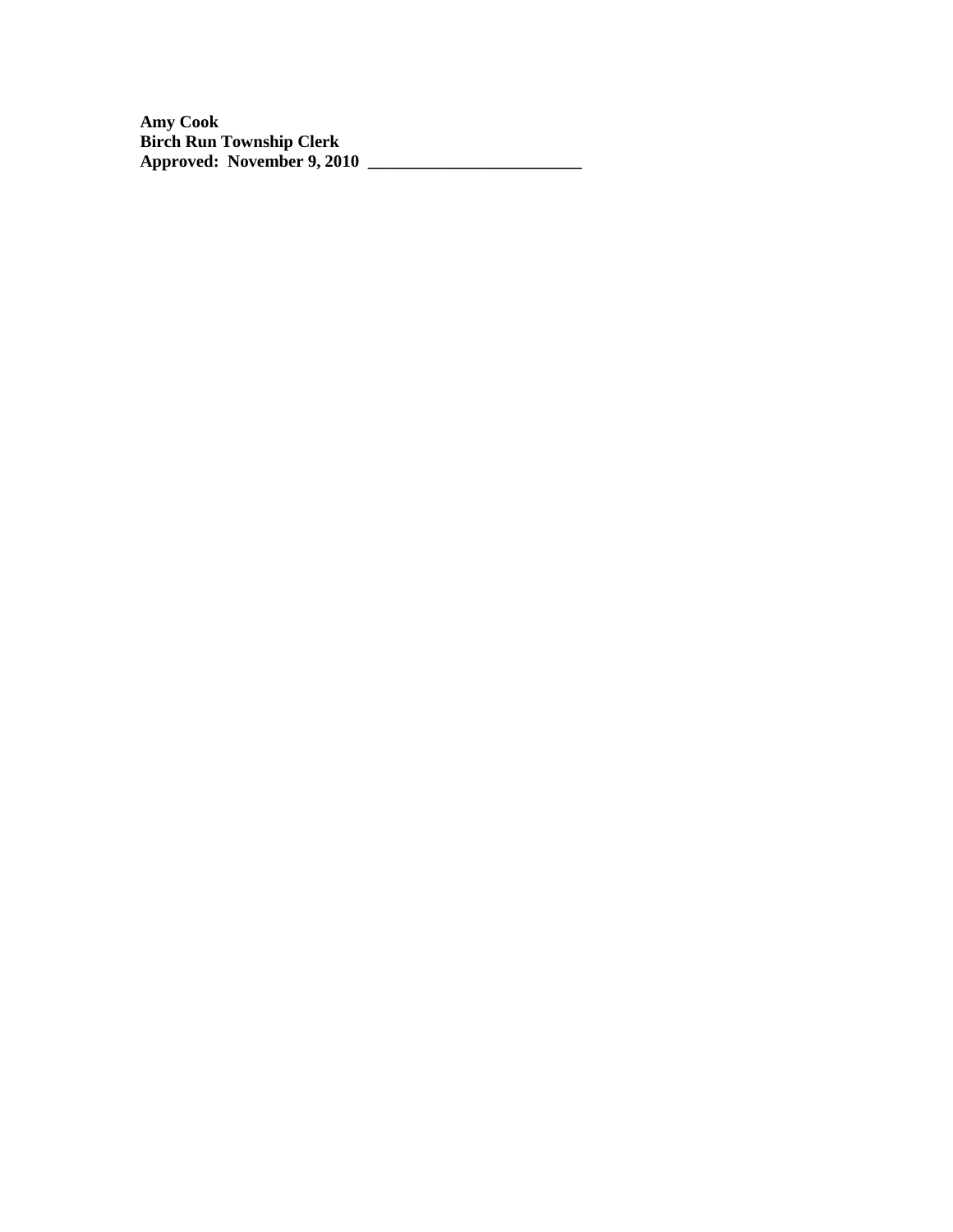**Amy Cook**
**Birch Run Township Clerk**
**Approved: November 9, 2010 _________________________**